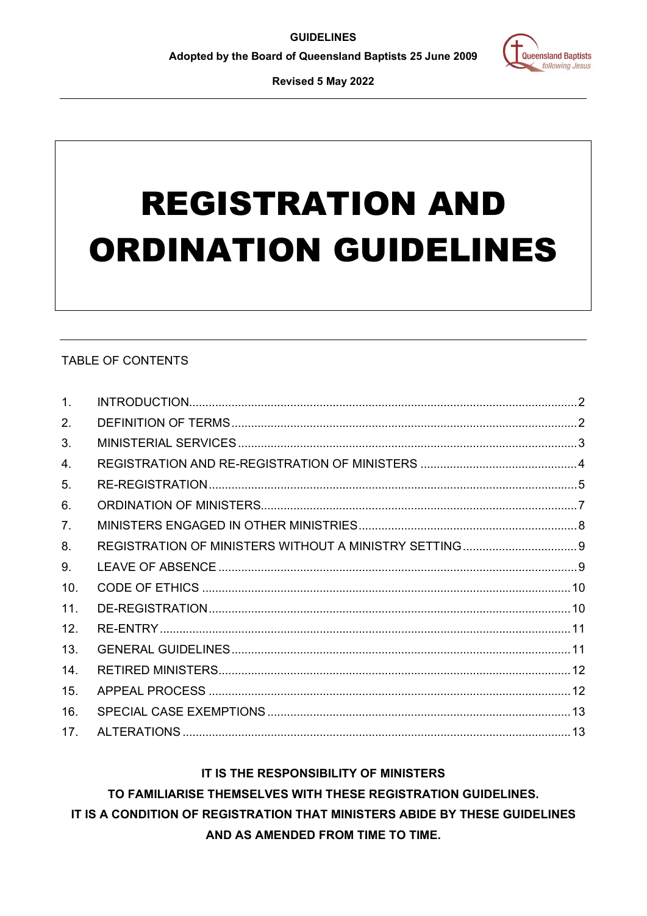**GUIDELINES**

**Adopted by the Board of Queensland Baptists 25 June 2009**

**Revised 5 May 2022**

# REGISTRATION AND ORDINATION GUIDELINES

TABLE OF CONTENTS

| | | |
|---|---|---|
| 1. | INTRODUCTION | 2 |
| 2. | DEFINITION OF TERMS | 2 |
| 3. | MINISTERIAL SERVICES | 3 |
| 4. | REGISTRATION AND RE-REGISTRATION OF MINISTERS | 4 |
| 5. | RE-REGISTRATION | 5 |
| 6. | ORDINATION OF MINISTERS | 7 |
| 7. | MINISTERS ENGAGED IN OTHER MINISTRIES | 8 |
| 8. | REGISTRATION OF MINISTERS WITHOUT A MINISTRY SETTING | 9 |
| 9. | LEAVE OF ABSENCE | 9 |
| 10. | CODE OF ETHICS | 10 |
| 11. | DE-REGISTRATION | 10 |
| 12. | RE-ENTRY | 11 |
| 13. | GENERAL GUIDELINES | 11 |
| 14. | RETIRED MINISTERS | 12 |
| 15. | APPEAL PROCESS | 12 |
| 16. | SPECIAL CASE EXEMPTIONS | 13 |
| 17. | ALTERATIONS | 13 |

**IT IS THE RESPONSIBILITY OF MINISTERS**
**TO FAMILIARISE THEMSELVES WITH THESE REGISTRATION GUIDELINES.**
**IT IS A CONDITION OF REGISTRATION THAT MINISTERS ABIDE BY THESE GUIDELINES**
**AND AS AMENDED FROM TIME TO TIME.**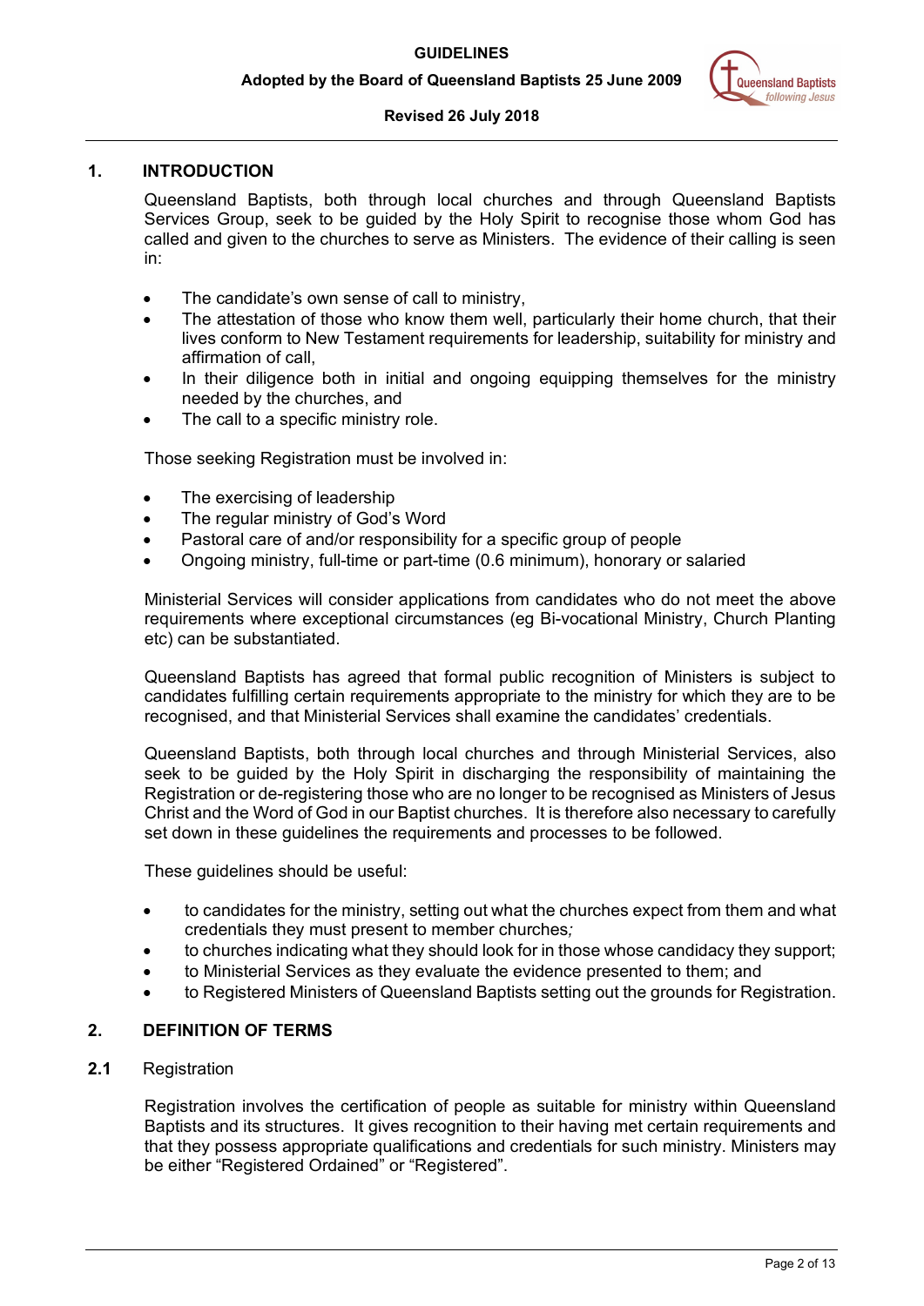## 1. INTRODUCTION

Queensland Baptists, both through local churches and through Queensland Baptists Services Group, seek to be guided by the Holy Spirit to recognise those whom God has called and given to the churches to serve as Ministers. The evidence of their calling is seen in:

- The candidate's own sense of call to ministry,
- The attestation of those who know them well, particularly their home church, that their lives conform to New Testament requirements for leadership, suitability for ministry and affirmation of call,
- In their diligence both in initial and ongoing equipping themselves for the ministry needed by the churches, and
- The call to a specific ministry role.

Those seeking Registration must be involved in:

- The exercising of leadership
- The regular ministry of God's Word
- Pastoral care of and/or responsibility for a specific group of people
- Ongoing ministry, full-time or part-time (0.6 minimum), honorary or salaried

Ministerial Services will consider applications from candidates who do not meet the above requirements where exceptional circumstances (eg Bi-vocational Ministry, Church Planting etc) can be substantiated.

Queensland Baptists has agreed that formal public recognition of Ministers is subject to candidates fulfilling certain requirements appropriate to the ministry for which they are to be recognised, and that Ministerial Services shall examine the candidates' credentials.

Queensland Baptists, both through local churches and through Ministerial Services, also seek to be guided by the Holy Spirit in discharging the responsibility of maintaining the Registration or de-registering those who are no longer to be recognised as Ministers of Jesus Christ and the Word of God in our Baptist churches. It is therefore also necessary to carefully set down in these guidelines the requirements and processes to be followed.

These guidelines should be useful:

- to candidates for the ministry, setting out what the churches expect from them and what credentials they must present to member churches*;*
- to churches indicating what they should look for in those whose candidacy they support;
- to Ministerial Services as they evaluate the evidence presented to them; and
- to Registered Ministers of Queensland Baptists setting out the grounds for Registration.

## 2. DEFINITION OF TERMS

### 2.1 Registration

Registration involves the certification of people as suitable for ministry within Queensland Baptists and its structures. It gives recognition to their having met certain requirements and that they possess appropriate qualifications and credentials for such ministry. Ministers may be either "Registered Ordained" or "Registered".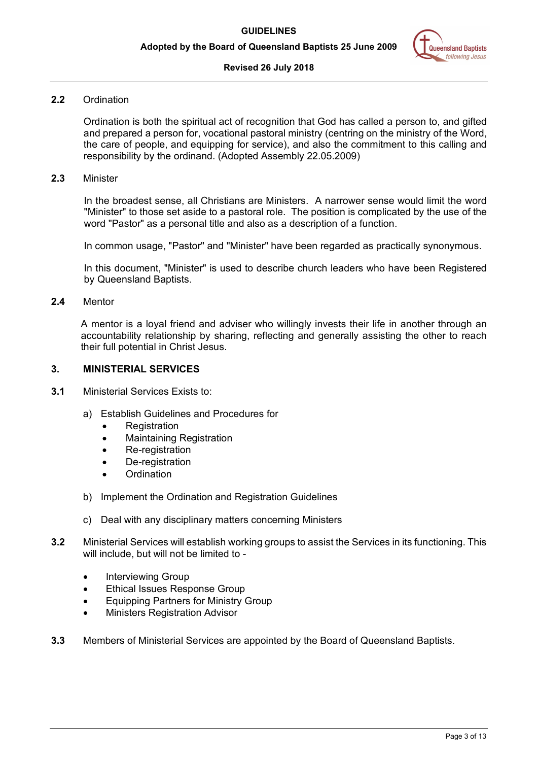**2.2** Ordination

Ordination is both the spiritual act of recognition that God has called a person to, and gifted and prepared a person for, vocational pastoral ministry (centring on the ministry of the Word, the care of people, and equipping for service), and also the commitment to this calling and responsibility by the ordinand. (Adopted Assembly 22.05.2009)

**2.3** Minister

In the broadest sense, all Christians are Ministers. A narrower sense would limit the word "Minister" to those set aside to a pastoral role. The position is complicated by the use of the word "Pastor" as a personal title and also as a description of a function.

In common usage, "Pastor" and "Minister" have been regarded as practically synonymous.

In this document, "Minister" is used to describe church leaders who have been Registered by Queensland Baptists.

**2.4** Mentor

A mentor is a loyal friend and adviser who willingly invests their life in another through an accountability relationship by sharing, reflecting and generally assisting the other to reach their full potential in Christ Jesus.

## 3. MINISTERIAL SERVICES

**3.1** Ministerial Services Exists to:

a) Establish Guidelines and Procedures for
- Registration
- Maintaining Registration
- Re-registration
- De-registration
- Ordination

b) Implement the Ordination and Registration Guidelines

c) Deal with any disciplinary matters concerning Ministers

**3.2** Ministerial Services will establish working groups to assist the Services in its functioning. This will include, but will not be limited to -

- Interviewing Group
- Ethical Issues Response Group
- Equipping Partners for Ministry Group
- Ministers Registration Advisor

**3.3** Members of Ministerial Services are appointed by the Board of Queensland Baptists.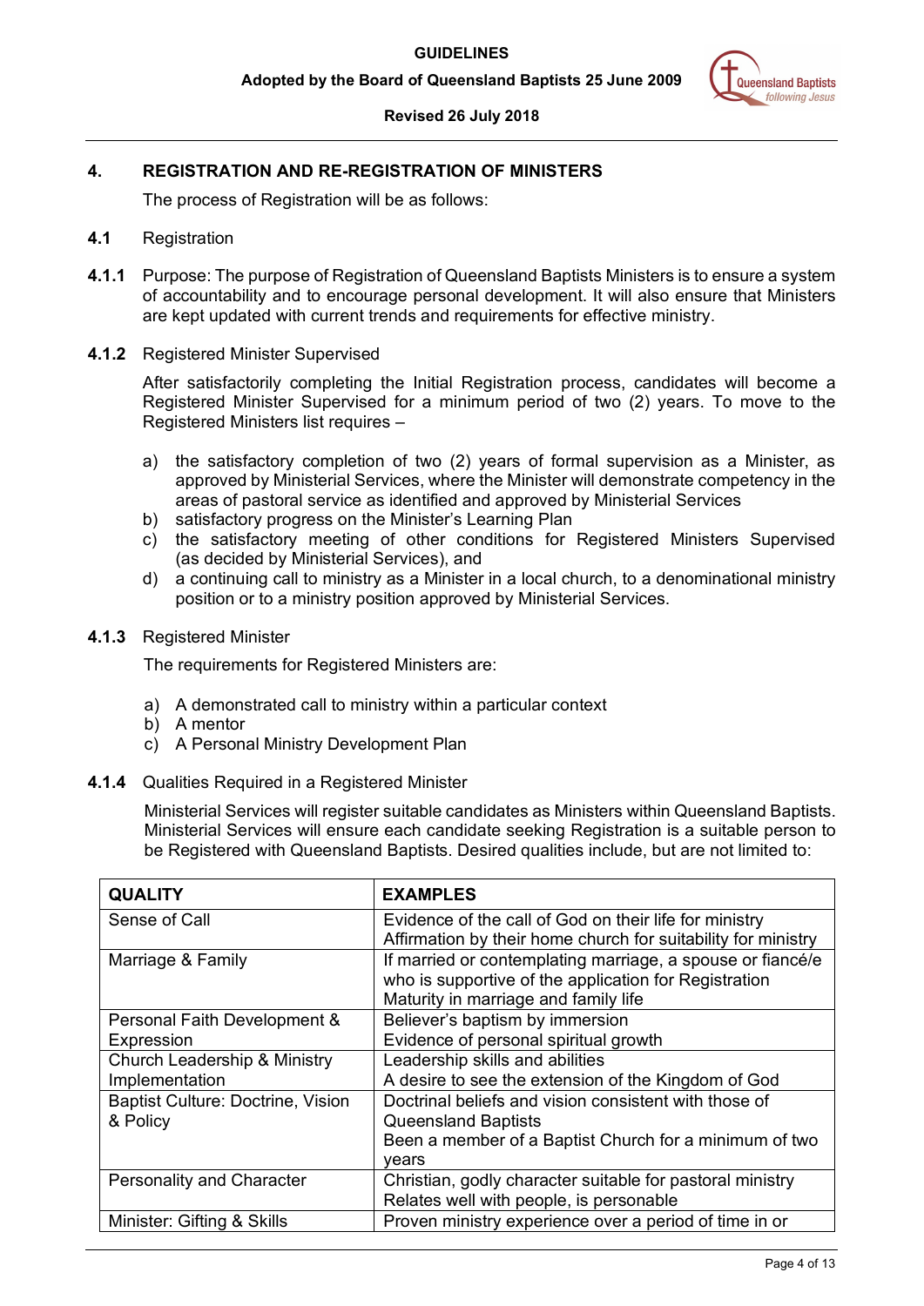## 4. REGISTRATION AND RE-REGISTRATION OF MINISTERS

The process of Registration will be as follows:

### 4.1 Registration

**4.1.1** Purpose: The purpose of Registration of Queensland Baptists Ministers is to ensure a system of accountability and to encourage personal development. It will also ensure that Ministers are kept updated with current trends and requirements for effective ministry.

**4.1.2** Registered Minister Supervised

After satisfactorily completing the Initial Registration process, candidates will become a Registered Minister Supervised for a minimum period of two (2) years. To move to the Registered Ministers list requires –

a) the satisfactory completion of two (2) years of formal supervision as a Minister, as approved by Ministerial Services, where the Minister will demonstrate competency in the areas of pastoral service as identified and approved by Ministerial Services
b) satisfactory progress on the Minister's Learning Plan
c) the satisfactory meeting of other conditions for Registered Ministers Supervised (as decided by Ministerial Services), and
d) a continuing call to ministry as a Minister in a local church, to a denominational ministry position or to a ministry position approved by Ministerial Services.

**4.1.3** Registered Minister

The requirements for Registered Ministers are:

a) A demonstrated call to ministry within a particular context
b) A mentor
c) A Personal Ministry Development Plan

**4.1.4** Qualities Required in a Registered Minister

Ministerial Services will register suitable candidates as Ministers within Queensland Baptists. Ministerial Services will ensure each candidate seeking Registration is a suitable person to be Registered with Queensland Baptists. Desired qualities include, but are not limited to:

| QUALITY | EXAMPLES |
|---|---|
| Sense of Call | Evidence of the call of God on their life for ministry<br>Affirmation by their home church for suitability for ministry |
| Marriage & Family | If married or contemplating marriage, a spouse or fiancé/e who is supportive of the application for Registration<br>Maturity in marriage and family life |
| Personal Faith Development & Expression | Believer's baptism by immersion<br>Evidence of personal spiritual growth |
| Church Leadership & Ministry Implementation | Leadership skills and abilities<br>A desire to see the extension of the Kingdom of God |
| Baptist Culture: Doctrine, Vision & Policy | Doctrinal beliefs and vision consistent with those of Queensland Baptists<br>Been a member of a Baptist Church for a minimum of two years |
| Personality and Character | Christian, godly character suitable for pastoral ministry<br>Relates well with people, is personable |
| Minister: Gifting & Skills | Proven ministry experience over a period of time in or |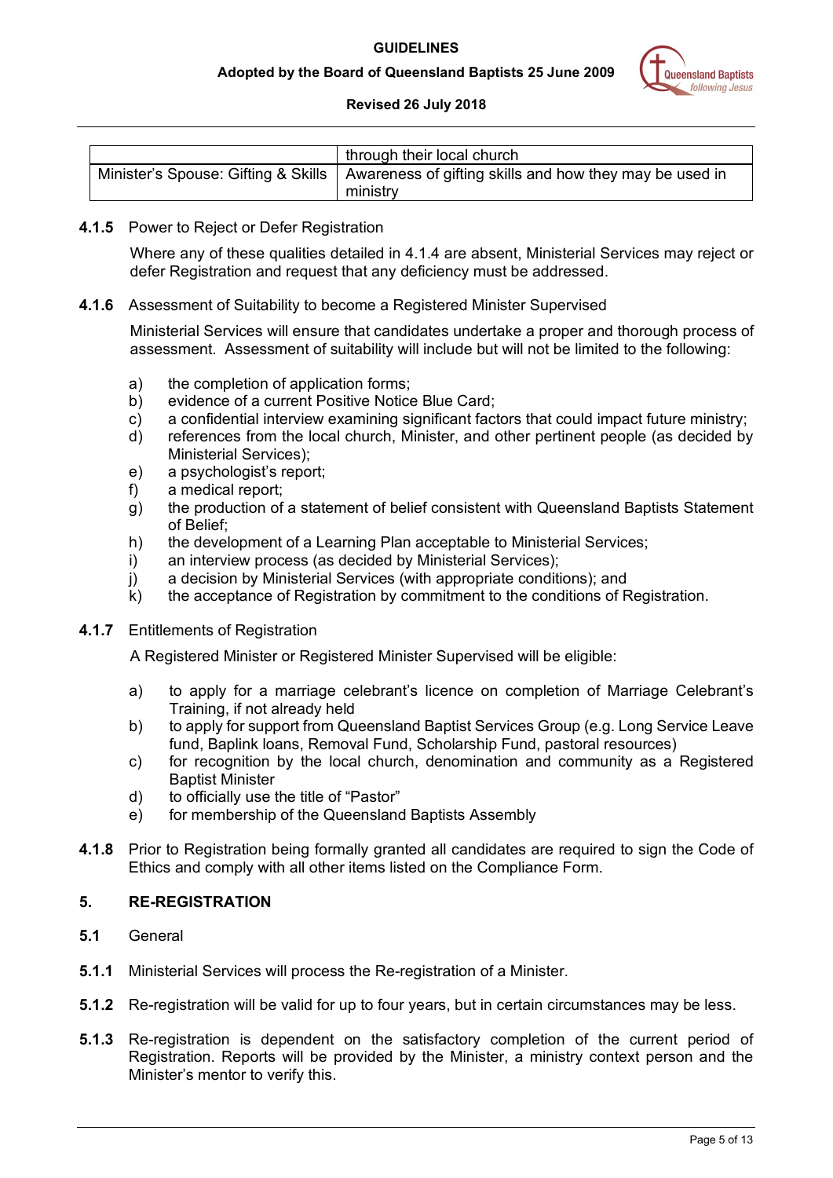| | through their local church |
|---|---|
| Minister's Spouse: Gifting & Skills | Awareness of gifting skills and how they may be used in ministry |

**4.1.5** Power to Reject or Defer Registration

Where any of these qualities detailed in 4.1.4 are absent, Ministerial Services may reject or defer Registration and request that any deficiency must be addressed.

**4.1.6** Assessment of Suitability to become a Registered Minister Supervised

Ministerial Services will ensure that candidates undertake a proper and thorough process of assessment. Assessment of suitability will include but will not be limited to the following:

a) the completion of application forms;
b) evidence of a current Positive Notice Blue Card;
c) a confidential interview examining significant factors that could impact future ministry;
d) references from the local church, Minister, and other pertinent people (as decided by Ministerial Services);
e) a psychologist's report;
f) a medical report;
g) the production of a statement of belief consistent with Queensland Baptists Statement of Belief;
h) the development of a Learning Plan acceptable to Ministerial Services;
i) an interview process (as decided by Ministerial Services);
j) a decision by Ministerial Services (with appropriate conditions); and
k) the acceptance of Registration by commitment to the conditions of Registration.

**4.1.7** Entitlements of Registration

A Registered Minister or Registered Minister Supervised will be eligible:

a) to apply for a marriage celebrant's licence on completion of Marriage Celebrant's Training, if not already held
b) to apply for support from Queensland Baptist Services Group (e.g. Long Service Leave fund, Baplink loans, Removal Fund, Scholarship Fund, pastoral resources)
c) for recognition by the local church, denomination and community as a Registered Baptist Minister
d) to officially use the title of "Pastor"
e) for membership of the Queensland Baptists Assembly

**4.1.8** Prior to Registration being formally granted all candidates are required to sign the Code of Ethics and comply with all other items listed on the Compliance Form.

## 5. RE-REGISTRATION

**5.1** General

**5.1.1** Ministerial Services will process the Re-registration of a Minister.

**5.1.2** Re-registration will be valid for up to four years, but in certain circumstances may be less.

**5.1.3** Re-registration is dependent on the satisfactory completion of the current period of Registration. Reports will be provided by the Minister, a ministry context person and the Minister's mentor to verify this.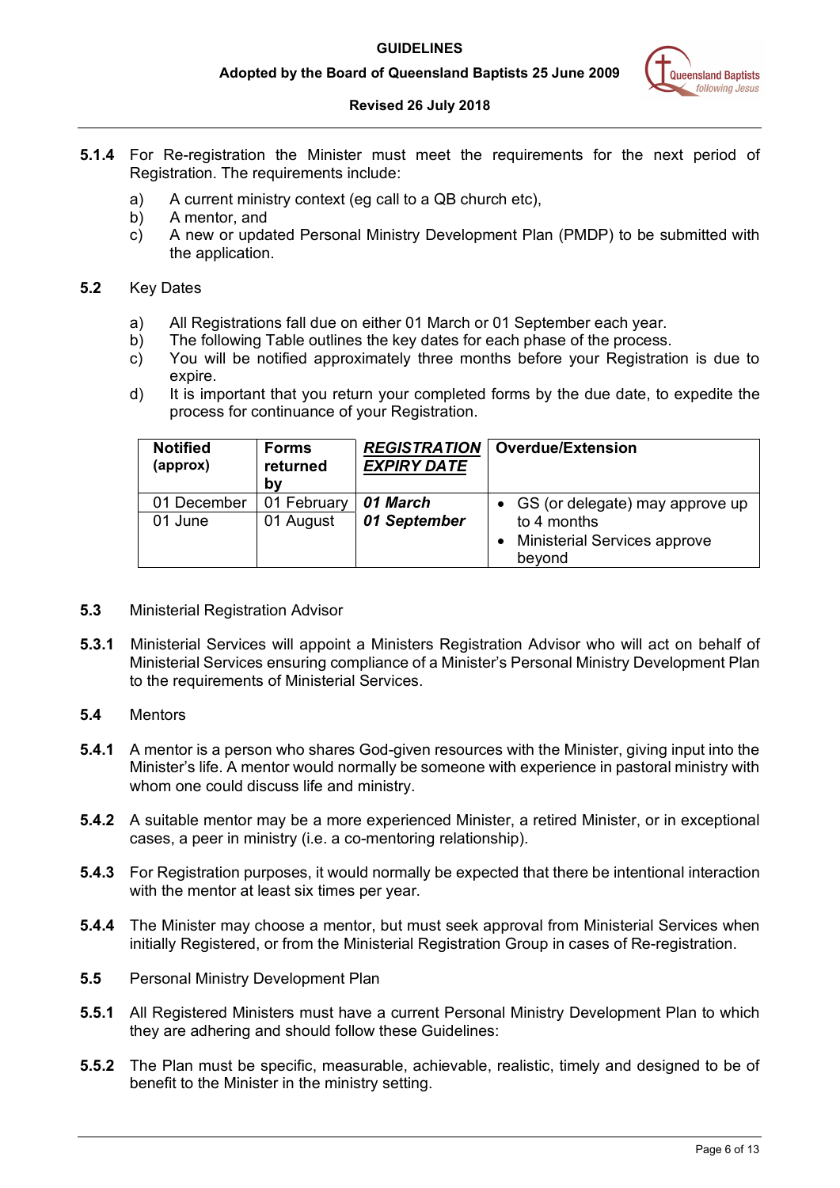**5.1.4** For Re-registration the Minister must meet the requirements for the next period of Registration. The requirements include:

a) A current ministry context (eg call to a QB church etc),
b) A mentor, and
c) A new or updated Personal Ministry Development Plan (PMDP) to be submitted with the application.

**5.2** Key Dates

a) All Registrations fall due on either 01 March or 01 September each year.
b) The following Table outlines the key dates for each phase of the process.
c) You will be notified approximately three months before your Registration is due to expire.
d) It is important that you return your completed forms by the due date, to expedite the process for continuance of your Registration.

| **Notified (approx)** | **Forms returned by** | ***REGISTRATION EXPIRY DATE*** | **Overdue/Extension** |
|---|---|---|---|
| 01 December | 01 February | ***01 March*** | • GS (or delegate) may approve up to 4 months<br>• Ministerial Services approve beyond |
| 01 June | 01 August | ***01 September*** | |

**5.3** Ministerial Registration Advisor

**5.3.1** Ministerial Services will appoint a Ministers Registration Advisor who will act on behalf of Ministerial Services ensuring compliance of a Minister's Personal Ministry Development Plan to the requirements of Ministerial Services.

**5.4** Mentors

**5.4.1** A mentor is a person who shares God-given resources with the Minister, giving input into the Minister's life. A mentor would normally be someone with experience in pastoral ministry with whom one could discuss life and ministry.

**5.4.2** A suitable mentor may be a more experienced Minister, a retired Minister, or in exceptional cases, a peer in ministry (i.e. a co-mentoring relationship).

**5.4.3** For Registration purposes, it would normally be expected that there be intentional interaction with the mentor at least six times per year.

**5.4.4** The Minister may choose a mentor, but must seek approval from Ministerial Services when initially Registered, or from the Ministerial Registration Group in cases of Re-registration.

**5.5** Personal Ministry Development Plan

**5.5.1** All Registered Ministers must have a current Personal Ministry Development Plan to which they are adhering and should follow these Guidelines:

**5.5.2** The Plan must be specific, measurable, achievable, realistic, timely and designed to be of benefit to the Minister in the ministry setting.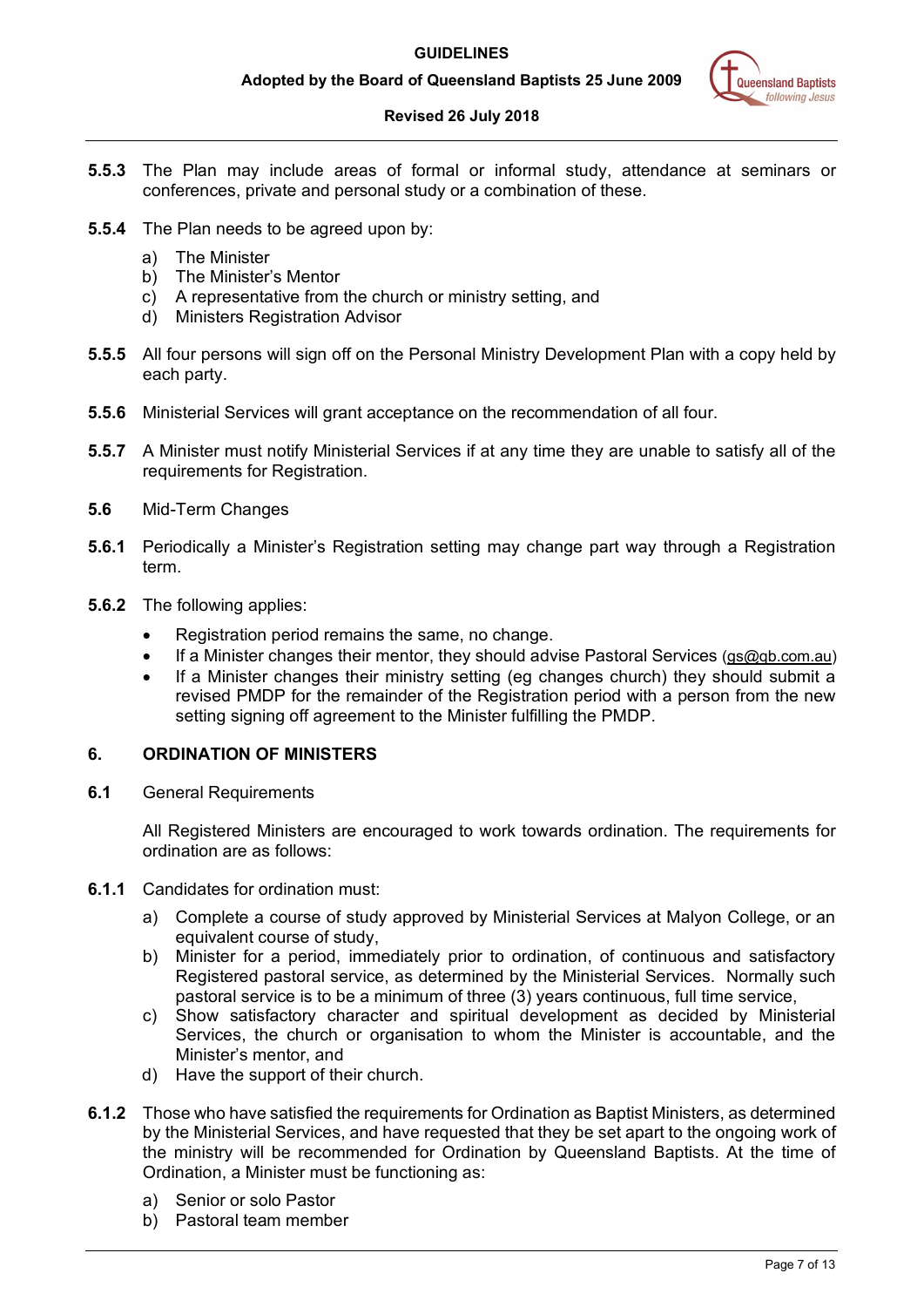**5.5.3** The Plan may include areas of formal or informal study, attendance at seminars or conferences, private and personal study or a combination of these.

**5.5.4** The Plan needs to be agreed upon by:

a) The Minister
b) The Minister's Mentor
c) A representative from the church or ministry setting, and
d) Ministers Registration Advisor

**5.5.5** All four persons will sign off on the Personal Ministry Development Plan with a copy held by each party.

**5.5.6** Ministerial Services will grant acceptance on the recommendation of all four.

**5.5.7** A Minister must notify Ministerial Services if at any time they are unable to satisfy all of the requirements for Registration.

**5.6** Mid-Term Changes

**5.6.1** Periodically a Minister's Registration setting may change part way through a Registration term.

**5.6.2** The following applies:

- Registration period remains the same, no change.
- If a Minister changes their mentor, they should advise Pastoral Services (qs@qb.com.au)
- If a Minister changes their ministry setting (eg changes church) they should submit a revised PMDP for the remainder of the Registration period with a person from the new setting signing off agreement to the Minister fulfilling the PMDP.

## 6. ORDINATION OF MINISTERS

**6.1** General Requirements

All Registered Ministers are encouraged to work towards ordination. The requirements for ordination are as follows:

**6.1.1** Candidates for ordination must:

a) Complete a course of study approved by Ministerial Services at Malyon College, or an equivalent course of study,
b) Minister for a period, immediately prior to ordination, of continuous and satisfactory Registered pastoral service, as determined by the Ministerial Services. Normally such pastoral service is to be a minimum of three (3) years continuous, full time service,
c) Show satisfactory character and spiritual development as decided by Ministerial Services, the church or organisation to whom the Minister is accountable, and the Minister's mentor, and
d) Have the support of their church.

**6.1.2** Those who have satisfied the requirements for Ordination as Baptist Ministers, as determined by the Ministerial Services, and have requested that they be set apart to the ongoing work of the ministry will be recommended for Ordination by Queensland Baptists. At the time of Ordination, a Minister must be functioning as:

a) Senior or solo Pastor
b) Pastoral team member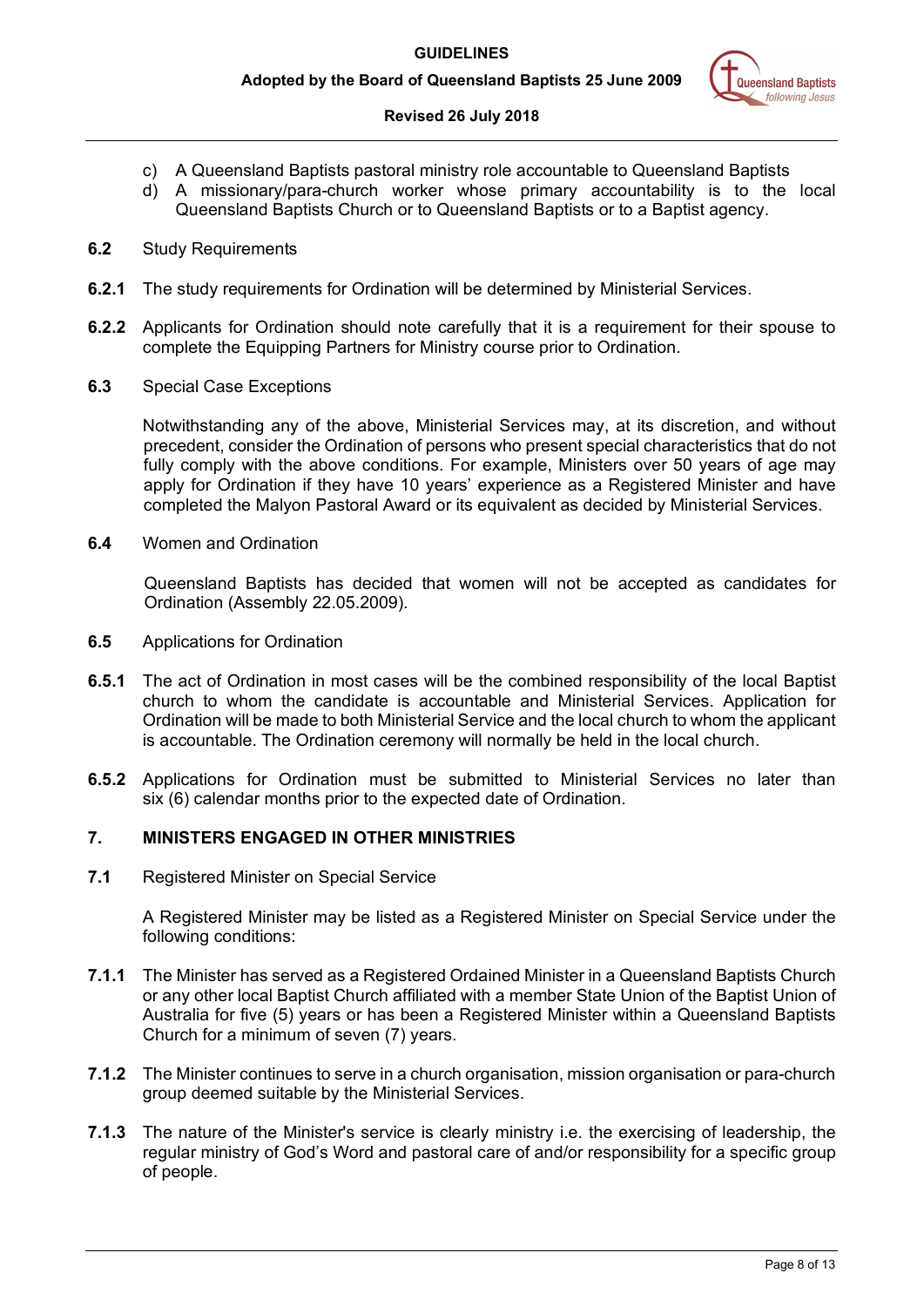c) A Queensland Baptists pastoral ministry role accountable to Queensland Baptists
d) A missionary/para-church worker whose primary accountability is to the local Queensland Baptists Church or to Queensland Baptists or to a Baptist agency.

**6.2** Study Requirements

**6.2.1** The study requirements for Ordination will be determined by Ministerial Services.

**6.2.2** Applicants for Ordination should note carefully that it is a requirement for their spouse to complete the Equipping Partners for Ministry course prior to Ordination.

**6.3** Special Case Exceptions

Notwithstanding any of the above, Ministerial Services may, at its discretion, and without precedent, consider the Ordination of persons who present special characteristics that do not fully comply with the above conditions. For example, Ministers over 50 years of age may apply for Ordination if they have 10 years' experience as a Registered Minister and have completed the Malyon Pastoral Award or its equivalent as decided by Ministerial Services.

**6.4** Women and Ordination

Queensland Baptists has decided that women will not be accepted as candidates for Ordination (Assembly 22.05.2009).

**6.5** Applications for Ordination

**6.5.1** The act of Ordination in most cases will be the combined responsibility of the local Baptist church to whom the candidate is accountable and Ministerial Services. Application for Ordination will be made to both Ministerial Service and the local church to whom the applicant is accountable. The Ordination ceremony will normally be held in the local church.

**6.5.2** Applications for Ordination must be submitted to Ministerial Services no later than six (6) calendar months prior to the expected date of Ordination.

## 7. MINISTERS ENGAGED IN OTHER MINISTRIES

**7.1** Registered Minister on Special Service

A Registered Minister may be listed as a Registered Minister on Special Service under the following conditions:

**7.1.1** The Minister has served as a Registered Ordained Minister in a Queensland Baptists Church or any other local Baptist Church affiliated with a member State Union of the Baptist Union of Australia for five (5) years or has been a Registered Minister within a Queensland Baptists Church for a minimum of seven (7) years.

**7.1.2** The Minister continues to serve in a church organisation, mission organisation or para-church group deemed suitable by the Ministerial Services.

**7.1.3** The nature of the Minister's service is clearly ministry i.e. the exercising of leadership, the regular ministry of God's Word and pastoral care of and/or responsibility for a specific group of people.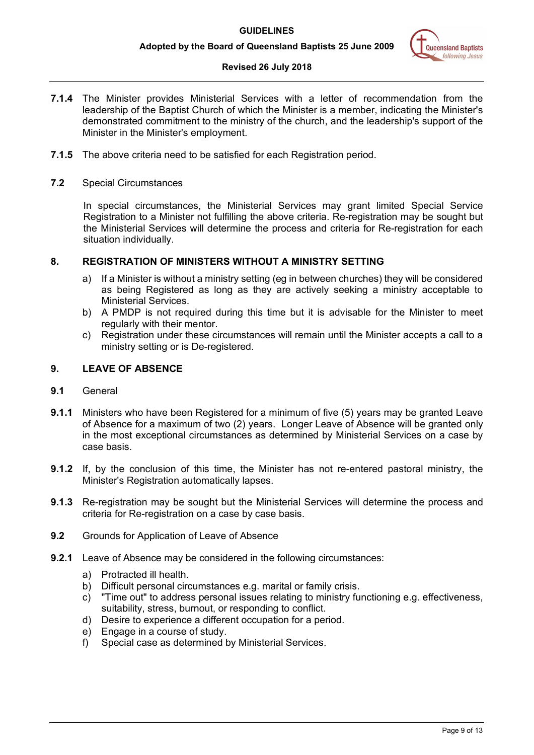**7.1.4** The Minister provides Ministerial Services with a letter of recommendation from the leadership of the Baptist Church of which the Minister is a member, indicating the Minister's demonstrated commitment to the ministry of the church, and the leadership's support of the Minister in the Minister's employment.

**7.1.5** The above criteria need to be satisfied for each Registration period.

**7.2** Special Circumstances

In special circumstances, the Ministerial Services may grant limited Special Service Registration to a Minister not fulfilling the above criteria. Re-registration may be sought but the Ministerial Services will determine the process and criteria for Re-registration for each situation individually.

## 8. REGISTRATION OF MINISTERS WITHOUT A MINISTRY SETTING

a) If a Minister is without a ministry setting (eg in between churches) they will be considered as being Registered as long as they are actively seeking a ministry acceptable to Ministerial Services.
b) A PMDP is not required during this time but it is advisable for the Minister to meet regularly with their mentor.
c) Registration under these circumstances will remain until the Minister accepts a call to a ministry setting or is De-registered.

## 9. LEAVE OF ABSENCE

**9.1** General

**9.1.1** Ministers who have been Registered for a minimum of five (5) years may be granted Leave of Absence for a maximum of two (2) years. Longer Leave of Absence will be granted only in the most exceptional circumstances as determined by Ministerial Services on a case by case basis.

**9.1.2** If, by the conclusion of this time, the Minister has not re-entered pastoral ministry, the Minister's Registration automatically lapses.

**9.1.3** Re-registration may be sought but the Ministerial Services will determine the process and criteria for Re-registration on a case by case basis.

**9.2** Grounds for Application of Leave of Absence

**9.2.1** Leave of Absence may be considered in the following circumstances:

a) Protracted ill health.
b) Difficult personal circumstances e.g. marital or family crisis.
c) "Time out" to address personal issues relating to ministry functioning e.g. effectiveness, suitability, stress, burnout, or responding to conflict.
d) Desire to experience a different occupation for a period.
e) Engage in a course of study.
f) Special case as determined by Ministerial Services.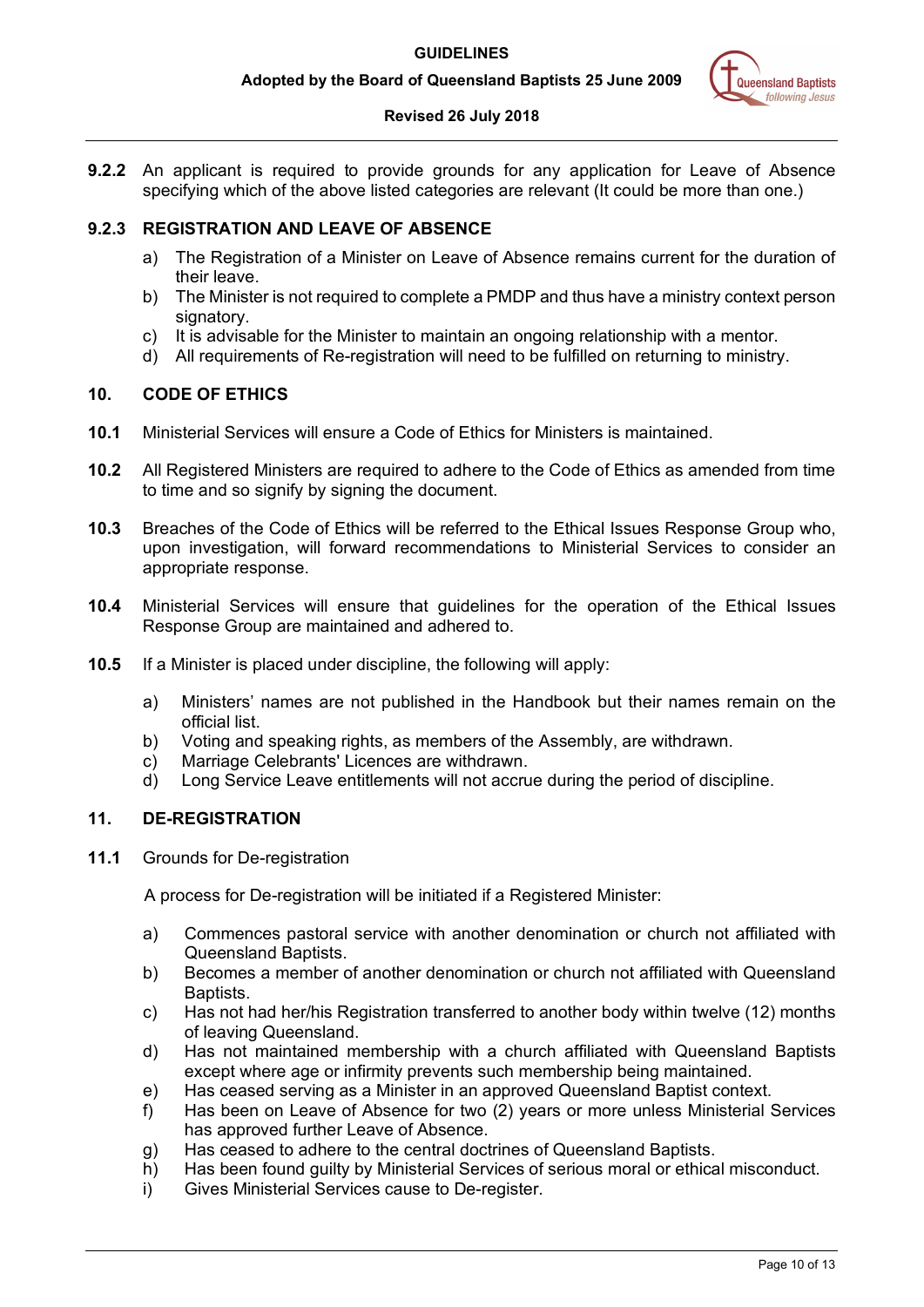**9.2.2** An applicant is required to provide grounds for any application for Leave of Absence specifying which of the above listed categories are relevant (It could be more than one.)

### 9.2.3 REGISTRATION AND LEAVE OF ABSENCE

a) The Registration of a Minister on Leave of Absence remains current for the duration of their leave.
b) The Minister is not required to complete a PMDP and thus have a ministry context person signatory.
c) It is advisable for the Minister to maintain an ongoing relationship with a mentor.
d) All requirements of Re-registration will need to be fulfilled on returning to ministry.

## 10. CODE OF ETHICS

**10.1** Ministerial Services will ensure a Code of Ethics for Ministers is maintained.

**10.2** All Registered Ministers are required to adhere to the Code of Ethics as amended from time to time and so signify by signing the document.

**10.3** Breaches of the Code of Ethics will be referred to the Ethical Issues Response Group who, upon investigation, will forward recommendations to Ministerial Services to consider an appropriate response.

**10.4** Ministerial Services will ensure that guidelines for the operation of the Ethical Issues Response Group are maintained and adhered to.

**10.5** If a Minister is placed under discipline, the following will apply:

a) Ministers' names are not published in the Handbook but their names remain on the official list.
b) Voting and speaking rights, as members of the Assembly, are withdrawn.
c) Marriage Celebrants' Licences are withdrawn.
d) Long Service Leave entitlements will not accrue during the period of discipline.

## 11. DE-REGISTRATION

**11.1** Grounds for De-registration

A process for De-registration will be initiated if a Registered Minister:

a) Commences pastoral service with another denomination or church not affiliated with Queensland Baptists.
b) Becomes a member of another denomination or church not affiliated with Queensland Baptists.
c) Has not had her/his Registration transferred to another body within twelve (12) months of leaving Queensland.
d) Has not maintained membership with a church affiliated with Queensland Baptists except where age or infirmity prevents such membership being maintained.
e) Has ceased serving as a Minister in an approved Queensland Baptist context.
f) Has been on Leave of Absence for two (2) years or more unless Ministerial Services has approved further Leave of Absence.
g) Has ceased to adhere to the central doctrines of Queensland Baptists.
h) Has been found guilty by Ministerial Services of serious moral or ethical misconduct.
i) Gives Ministerial Services cause to De-register.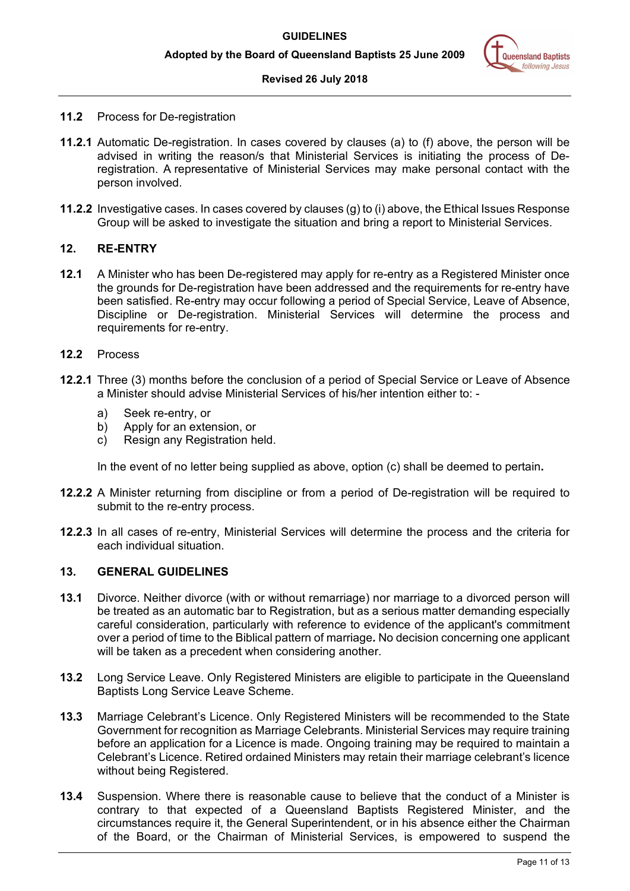**11.2** Process for De-registration

**11.2.1** Automatic De-registration. In cases covered by clauses (a) to (f) above, the person will be advised in writing the reason/s that Ministerial Services is initiating the process of De-registration. A representative of Ministerial Services may make personal contact with the person involved.

**11.2.2** Investigative cases. In cases covered by clauses (g) to (i) above, the Ethical Issues Response Group will be asked to investigate the situation and bring a report to Ministerial Services.

## 12. RE-ENTRY

**12.1** A Minister who has been De-registered may apply for re-entry as a Registered Minister once the grounds for De-registration have been addressed and the requirements for re-entry have been satisfied. Re-entry may occur following a period of Special Service, Leave of Absence, Discipline or De-registration. Ministerial Services will determine the process and requirements for re-entry.

**12.2** Process

**12.2.1** Three (3) months before the conclusion of a period of Special Service or Leave of Absence a Minister should advise Ministerial Services of his/her intention either to: -

a) Seek re-entry, or
b) Apply for an extension, or
c) Resign any Registration held.

In the event of no letter being supplied as above, option (c) shall be deemed to pertain**.**

**12.2.2** A Minister returning from discipline or from a period of De-registration will be required to submit to the re-entry process.

**12.2.3** In all cases of re-entry, Ministerial Services will determine the process and the criteria for each individual situation.

## 13. GENERAL GUIDELINES

**13.1** Divorce. Neither divorce (with or without remarriage) nor marriage to a divorced person will be treated as an automatic bar to Registration, but as a serious matter demanding especially careful consideration, particularly with reference to evidence of the applicant's commitment over a period of time to the Biblical pattern of marriage**.** No decision concerning one applicant will be taken as a precedent when considering another.

**13.2** Long Service Leave. Only Registered Ministers are eligible to participate in the Queensland Baptists Long Service Leave Scheme.

**13.3** Marriage Celebrant's Licence. Only Registered Ministers will be recommended to the State Government for recognition as Marriage Celebrants. Ministerial Services may require training before an application for a Licence is made. Ongoing training may be required to maintain a Celebrant's Licence. Retired ordained Ministers may retain their marriage celebrant's licence without being Registered.

**13.4** Suspension. Where there is reasonable cause to believe that the conduct of a Minister is contrary to that expected of a Queensland Baptists Registered Minister, and the circumstances require it, the General Superintendent, or in his absence either the Chairman of the Board, or the Chairman of Ministerial Services, is empowered to suspend the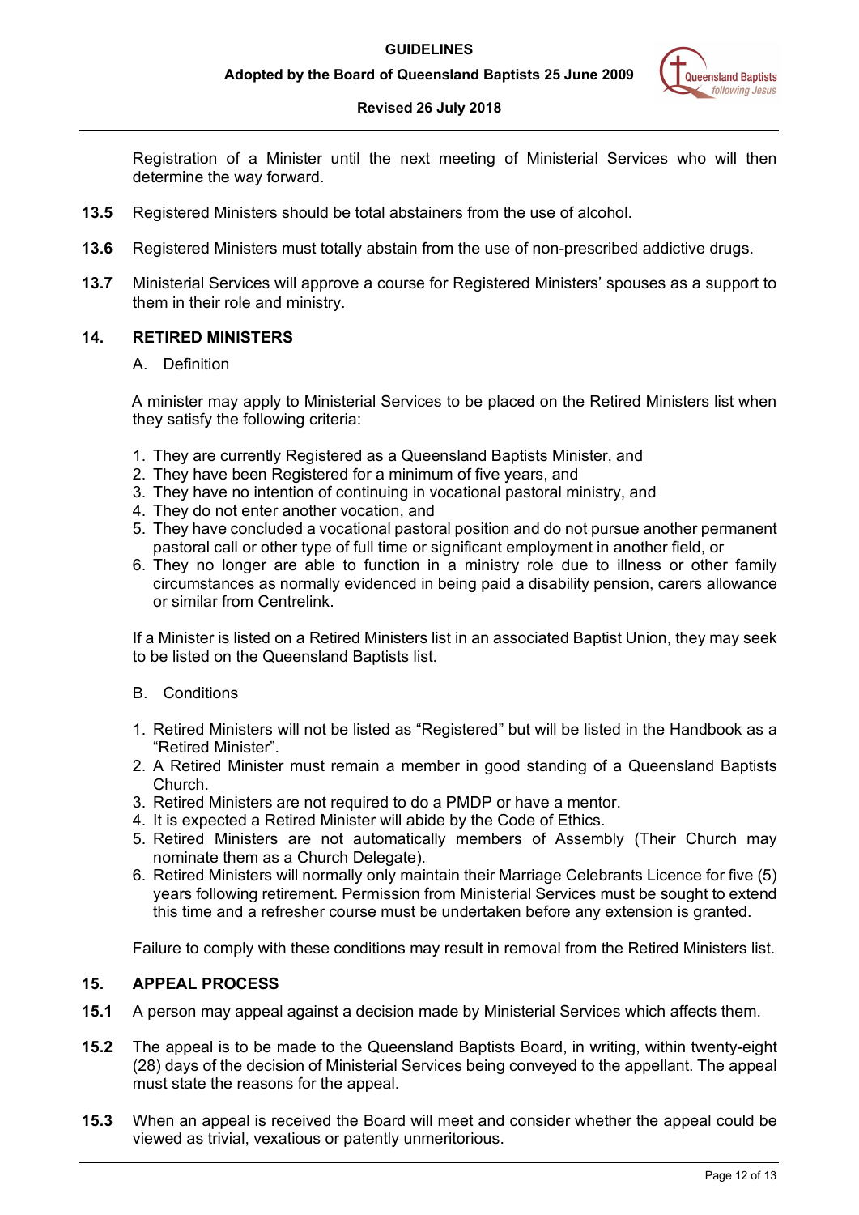Registration of a Minister until the next meeting of Ministerial Services who will then determine the way forward.

**13.5** Registered Ministers should be total abstainers from the use of alcohol.

**13.6** Registered Ministers must totally abstain from the use of non-prescribed addictive drugs.

**13.7** Ministerial Services will approve a course for Registered Ministers' spouses as a support to them in their role and ministry.

## 14. RETIRED MINISTERS

A. Definition

A minister may apply to Ministerial Services to be placed on the Retired Ministers list when they satisfy the following criteria:

1. They are currently Registered as a Queensland Baptists Minister, and
2. They have been Registered for a minimum of five years, and
3. They have no intention of continuing in vocational pastoral ministry, and
4. They do not enter another vocation, and
5. They have concluded a vocational pastoral position and do not pursue another permanent pastoral call or other type of full time or significant employment in another field, or
6. They no longer are able to function in a ministry role due to illness or other family circumstances as normally evidenced in being paid a disability pension, carers allowance or similar from Centrelink.

If a Minister is listed on a Retired Ministers list in an associated Baptist Union, they may seek to be listed on the Queensland Baptists list.

B. Conditions

1. Retired Ministers will not be listed as "Registered" but will be listed in the Handbook as a "Retired Minister".
2. A Retired Minister must remain a member in good standing of a Queensland Baptists Church.
3. Retired Ministers are not required to do a PMDP or have a mentor.
4. It is expected a Retired Minister will abide by the Code of Ethics.
5. Retired Ministers are not automatically members of Assembly (Their Church may nominate them as a Church Delegate).
6. Retired Ministers will normally only maintain their Marriage Celebrants Licence for five (5) years following retirement. Permission from Ministerial Services must be sought to extend this time and a refresher course must be undertaken before any extension is granted.

Failure to comply with these conditions may result in removal from the Retired Ministers list.

## 15. APPEAL PROCESS

**15.1** A person may appeal against a decision made by Ministerial Services which affects them.

**15.2** The appeal is to be made to the Queensland Baptists Board, in writing, within twenty-eight (28) days of the decision of Ministerial Services being conveyed to the appellant. The appeal must state the reasons for the appeal.

**15.3** When an appeal is received the Board will meet and consider whether the appeal could be viewed as trivial, vexatious or patently unmeritorious.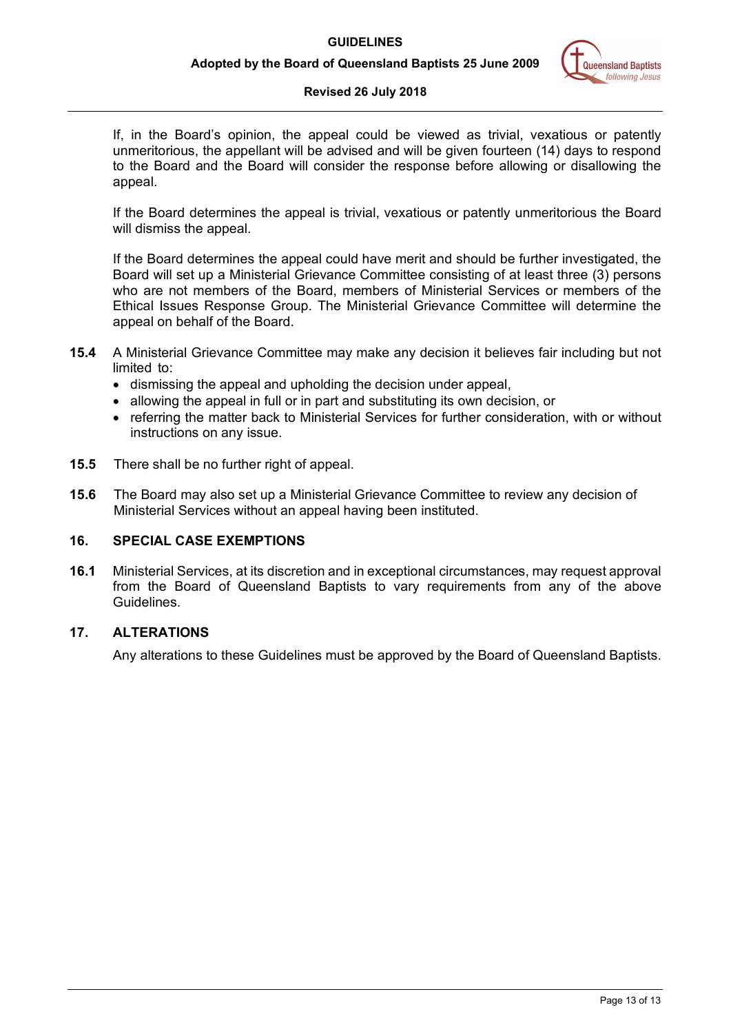If, in the Board's opinion, the appeal could be viewed as trivial, vexatious or patently unmeritorious, the appellant will be advised and will be given fourteen (14) days to respond to the Board and the Board will consider the response before allowing or disallowing the appeal.

If the Board determines the appeal is trivial, vexatious or patently unmeritorious the Board will dismiss the appeal.

If the Board determines the appeal could have merit and should be further investigated, the Board will set up a Ministerial Grievance Committee consisting of at least three (3) persons who are not members of the Board, members of Ministerial Services or members of the Ethical Issues Response Group. The Ministerial Grievance Committee will determine the appeal on behalf of the Board.

**15.4** A Ministerial Grievance Committee may make any decision it believes fair including but not limited to:

- dismissing the appeal and upholding the decision under appeal,
- allowing the appeal in full or in part and substituting its own decision, or
- referring the matter back to Ministerial Services for further consideration, with or without instructions on any issue.

**15.5** There shall be no further right of appeal.

**15.6** The Board may also set up a Ministerial Grievance Committee to review any decision of Ministerial Services without an appeal having been instituted.

## 16. SPECIAL CASE EXEMPTIONS

**16.1** Ministerial Services, at its discretion and in exceptional circumstances, may request approval from the Board of Queensland Baptists to vary requirements from any of the above Guidelines.

## 17. ALTERATIONS

Any alterations to these Guidelines must be approved by the Board of Queensland Baptists.